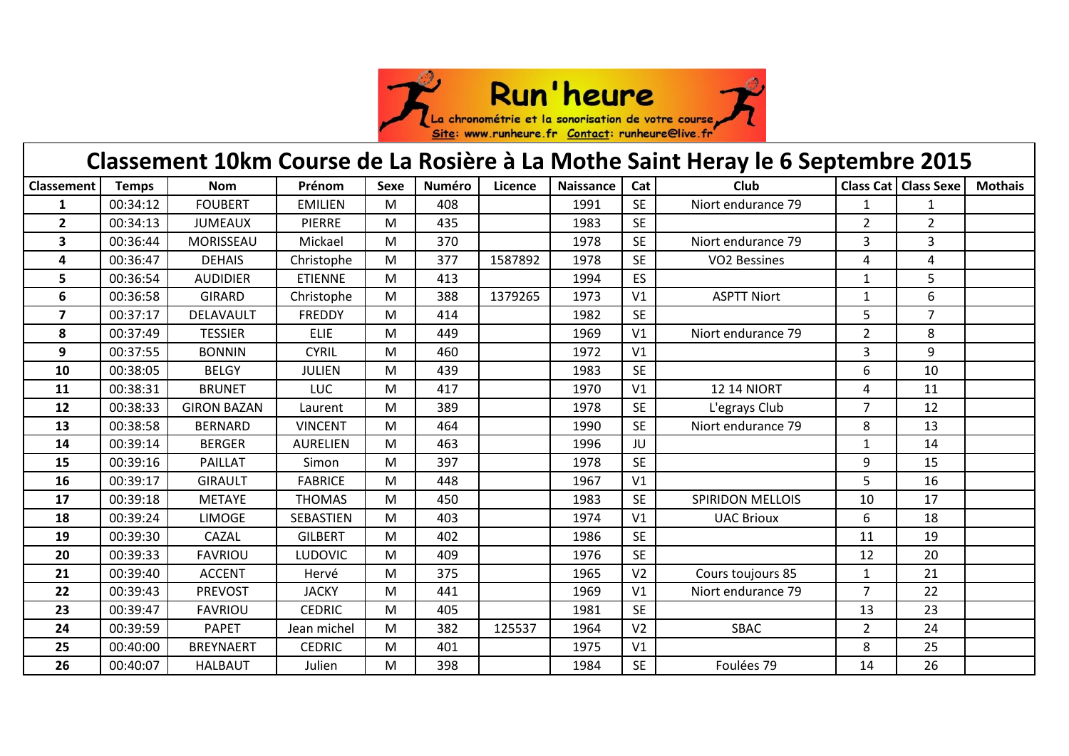Run'heure

La chronométrie et la sonorisation de votre course

Site: www.runheure.fr Contact: runheure@live.fr

# Classement 10km Course de La Rosière à La Mothe Saint Heray le 6 Septembre 2015

| Classement | Temps | Nom | Prénom | Sexe | Numéro | Licence | Naissance | Cat | Club | Class Cat | Class Sexe | Mothais |
|---|---|---|---|---|---|---|---|---|---|---|---|---|
| 1 | 00:34:12 | FOUBERT | EMILIEN | M | 408 | | 1991 | SE | Niort endurance 79 | 1 | 1 | |
| 2 | 00:34:13 | JUMEAUX | PIERRE | M | 435 | | 1983 | SE | | 2 | 2 | |
| 3 | 00:36:44 | MORISSEAU | Mickael | M | 370 | | 1978 | SE | Niort endurance 79 | 3 | 3 | |
| 4 | 00:36:47 | DEHAIS | Christophe | M | 377 | 1587892 | 1978 | SE | VO2 Bessines | 4 | 4 | |
| 5 | 00:36:54 | AUDIDIER | ETIENNE | M | 413 | | 1994 | ES | | 1 | 5 | |
| 6 | 00:36:58 | GIRARD | Christophe | M | 388 | 1379265 | 1973 | V1 | ASPTT Niort | 1 | 6 | |
| 7 | 00:37:17 | DELAVAULT | FREDDY | M | 414 | | 1982 | SE | | 5 | 7 | |
| 8 | 00:37:49 | TESSIER | ELIE | M | 449 | | 1969 | V1 | Niort endurance 79 | 2 | 8 | |
| 9 | 00:37:55 | BONNIN | CYRIL | M | 460 | | 1972 | V1 | | 3 | 9 | |
| 10 | 00:38:05 | BELGY | JULIEN | M | 439 | | 1983 | SE | | 6 | 10 | |
| 11 | 00:38:31 | BRUNET | LUC | M | 417 | | 1970 | V1 | 12 14 NIORT | 4 | 11 | |
| 12 | 00:38:33 | GIRON BAZAN | Laurent | M | 389 | | 1978 | SE | L'egrays Club | 7 | 12 | |
| 13 | 00:38:58 | BERNARD | VINCENT | M | 464 | | 1990 | SE | Niort endurance 79 | 8 | 13 | |
| 14 | 00:39:14 | BERGER | AURELIEN | M | 463 | | 1996 | JU | | 1 | 14 | |
| 15 | 00:39:16 | PAILLAT | Simon | M | 397 | | 1978 | SE | | 9 | 15 | |
| 16 | 00:39:17 | GIRAULT | FABRICE | M | 448 | | 1967 | V1 | | 5 | 16 | |
| 17 | 00:39:18 | METAYE | THOMAS | M | 450 | | 1983 | SE | SPIRIDON MELLOIS | 10 | 17 | |
| 18 | 00:39:24 | LIMOGE | SEBASTIEN | M | 403 | | 1974 | V1 | UAC Brioux | 6 | 18 | |
| 19 | 00:39:30 | CAZAL | GILBERT | M | 402 | | 1986 | SE | | 11 | 19 | |
| 20 | 00:39:33 | FAVRIOU | LUDOVIC | M | 409 | | 1976 | SE | | 12 | 20 | |
| 21 | 00:39:40 | ACCENT | Hervé | M | 375 | | 1965 | V2 | Cours toujours 85 | 1 | 21 | |
| 22 | 00:39:43 | PREVOST | JACKY | M | 441 | | 1969 | V1 | Niort endurance 79 | 7 | 22 | |
| 23 | 00:39:47 | FAVRIOU | CEDRIC | M | 405 | | 1981 | SE | | 13 | 23 | |
| 24 | 00:39:59 | PAPET | Jean michel | M | 382 | 125537 | 1964 | V2 | SBAC | 2 | 24 | |
| 25 | 00:40:00 | BREYNAERT | CEDRIC | M | 401 | | 1975 | V1 | | 8 | 25 | |
| 26 | 00:40:07 | HALBAUT | Julien | M | 398 | | 1984 | SE | Foulées 79 | 14 | 26 | |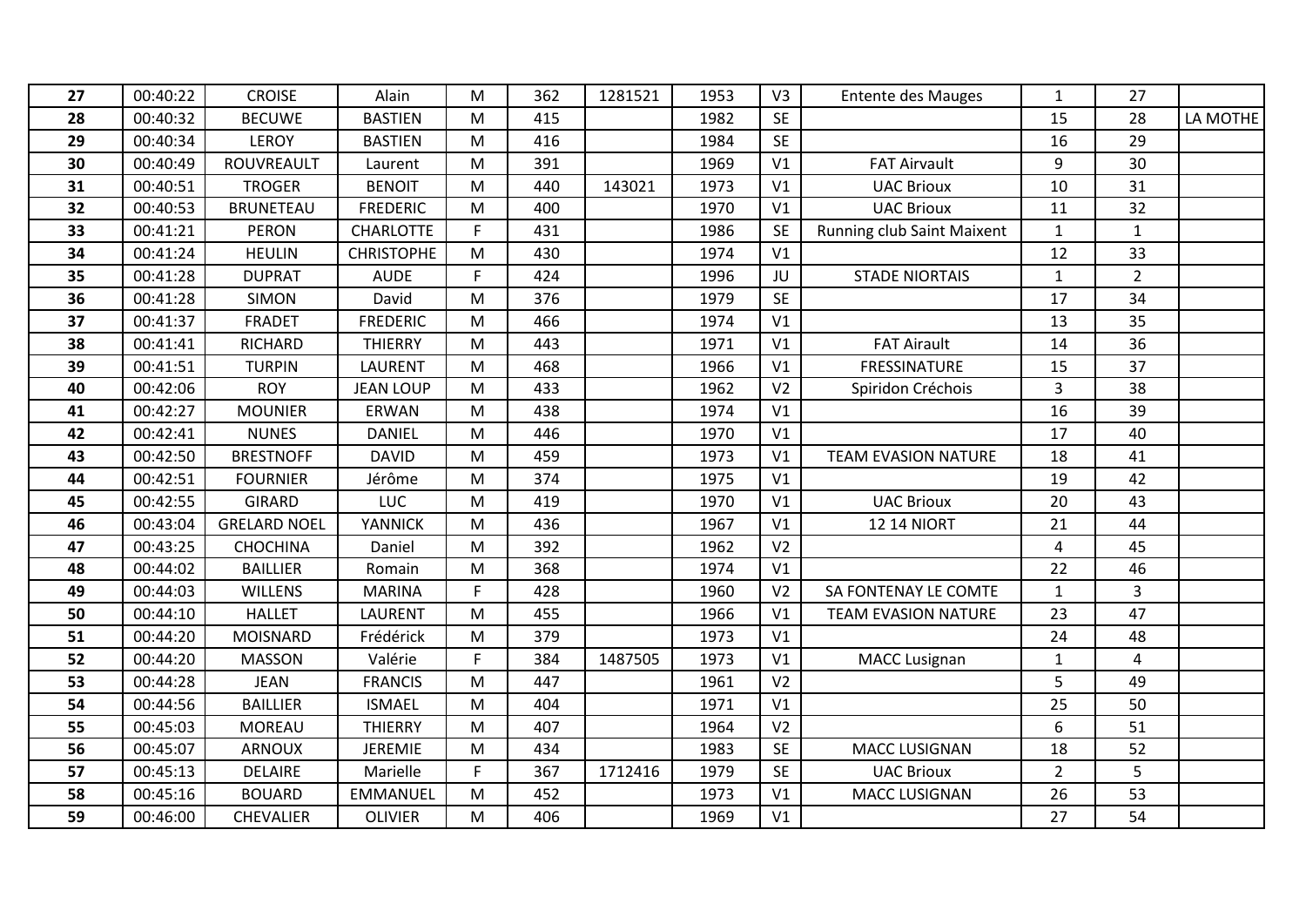| 27 | 00:40:22 | CROISE | Alain | M | 362 | 1281521 | 1953 | V3 | Entente des Mauges | 1 | 27 | |
|---|---|---|---|---|---|---|---|---|---|---|---|---|
| 28 | 00:40:32 | BECUWE | BASTIEN | M | 415 | | 1982 | SE | | 15 | 28 | LA MOTHE |
| 29 | 00:40:34 | LEROY | BASTIEN | M | 416 | | 1984 | SE | | 16 | 29 | |
| 30 | 00:40:49 | ROUVREAULT | Laurent | M | 391 | | 1969 | V1 | FAT Airvault | 9 | 30 | |
| 31 | 00:40:51 | TROGER | BENOIT | M | 440 | 143021 | 1973 | V1 | UAC Brioux | 10 | 31 | |
| 32 | 00:40:53 | BRUNETEAU | FREDERIC | M | 400 | | 1970 | V1 | UAC Brioux | 11 | 32 | |
| 33 | 00:41:21 | PERON | CHARLOTTE | F | 431 | | 1986 | SE | Running club Saint Maixent | 1 | 1 | |
| 34 | 00:41:24 | HEULIN | CHRISTOPHE | M | 430 | | 1974 | V1 | | 12 | 33 | |
| 35 | 00:41:28 | DUPRAT | AUDE | F | 424 | | 1996 | JU | STADE NIORTAIS | 1 | 2 | |
| 36 | 00:41:28 | SIMON | David | M | 376 | | 1979 | SE | | 17 | 34 | |
| 37 | 00:41:37 | FRADET | FREDERIC | M | 466 | | 1974 | V1 | | 13 | 35 | |
| 38 | 00:41:41 | RICHARD | THIERRY | M | 443 | | 1971 | V1 | FAT Airault | 14 | 36 | |
| 39 | 00:41:51 | TURPIN | LAURENT | M | 468 | | 1966 | V1 | FRESSINATURE | 15 | 37 | |
| 40 | 00:42:06 | ROY | JEAN LOUP | M | 433 | | 1962 | V2 | Spiridon Créchois | 3 | 38 | |
| 41 | 00:42:27 | MOUNIER | ERWAN | M | 438 | | 1974 | V1 | | 16 | 39 | |
| 42 | 00:42:41 | NUNES | DANIEL | M | 446 | | 1970 | V1 | | 17 | 40 | |
| 43 | 00:42:50 | BRESTNOFF | DAVID | M | 459 | | 1973 | V1 | TEAM EVASION NATURE | 18 | 41 | |
| 44 | 00:42:51 | FOURNIER | Jérôme | M | 374 | | 1975 | V1 | | 19 | 42 | |
| 45 | 00:42:55 | GIRARD | LUC | M | 419 | | 1970 | V1 | UAC Brioux | 20 | 43 | |
| 46 | 00:43:04 | GRELARD NOEL | YANNICK | M | 436 | | 1967 | V1 | 12 14 NIORT | 21 | 44 | |
| 47 | 00:43:25 | CHOCHINA | Daniel | M | 392 | | 1962 | V2 | | 4 | 45 | |
| 48 | 00:44:02 | BAILLIER | Romain | M | 368 | | 1974 | V1 | | 22 | 46 | |
| 49 | 00:44:03 | WILLENS | MARINA | F | 428 | | 1960 | V2 | SA FONTENAY LE COMTE | 1 | 3 | |
| 50 | 00:44:10 | HALLET | LAURENT | M | 455 | | 1966 | V1 | TEAM EVASION NATURE | 23 | 47 | |
| 51 | 00:44:20 | MOISNARD | Frédérick | M | 379 | | 1973 | V1 | | 24 | 48 | |
| 52 | 00:44:20 | MASSON | Valérie | F | 384 | 1487505 | 1973 | V1 | MACC Lusignan | 1 | 4 | |
| 53 | 00:44:28 | JEAN | FRANCIS | M | 447 | | 1961 | V2 | | 5 | 49 | |
| 54 | 00:44:56 | BAILLIER | ISMAEL | M | 404 | | 1971 | V1 | | 25 | 50 | |
| 55 | 00:45:03 | MOREAU | THIERRY | M | 407 | | 1964 | V2 | | 6 | 51 | |
| 56 | 00:45:07 | ARNOUX | JEREMIE | M | 434 | | 1983 | SE | MACC LUSIGNAN | 18 | 52 | |
| 57 | 00:45:13 | DELAIRE | Marielle | F | 367 | 1712416 | 1979 | SE | UAC Brioux | 2 | 5 | |
| 58 | 00:45:16 | BOUARD | EMMANUEL | M | 452 | | 1973 | V1 | MACC LUSIGNAN | 26 | 53 | |
| 59 | 00:46:00 | CHEVALIER | OLIVIER | M | 406 | | 1969 | V1 | | 27 | 54 | |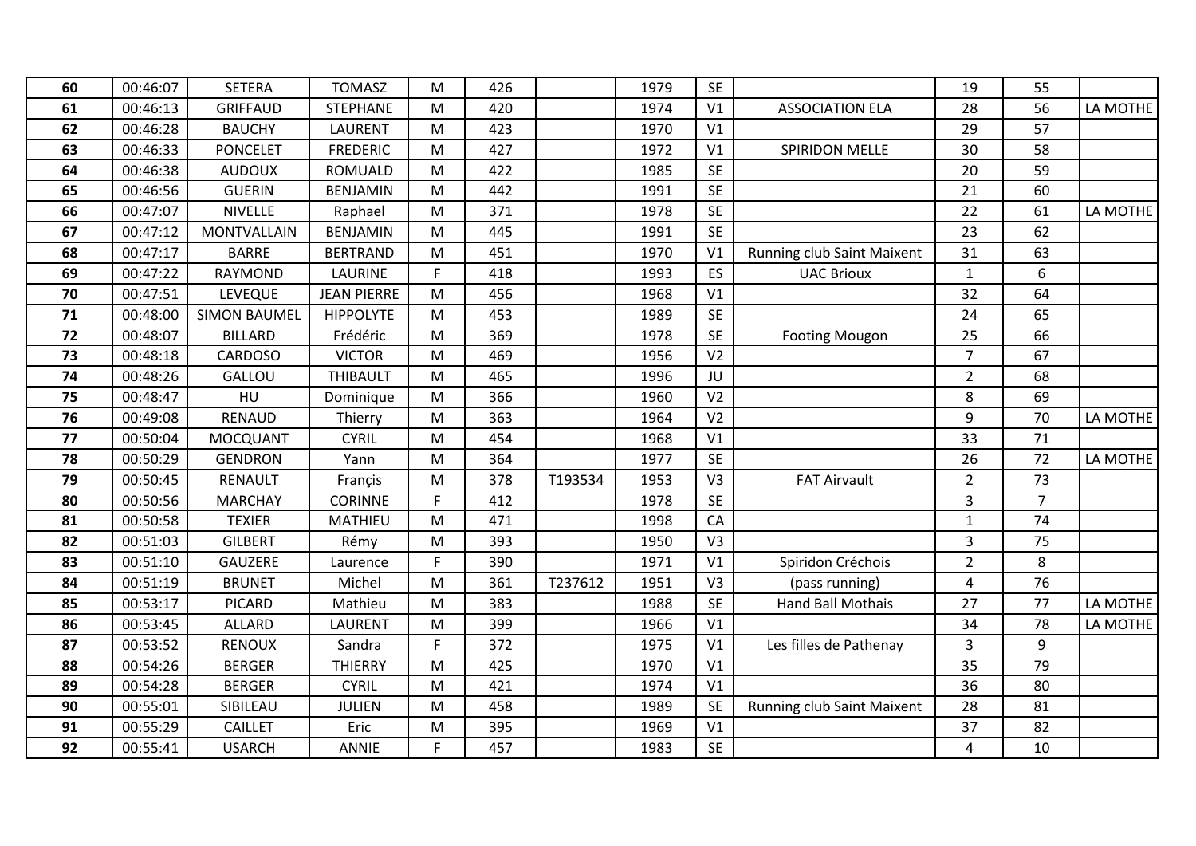| | | | | | | | | | | | | |
|---|---|---|---|---|---|---|---|---|---|---|---|---|
| **60** | 00:46:07 | SETERA | TOMASZ | M | 426 | | 1979 | SE | | 19 | 55 | |
| **61** | 00:46:13 | GRIFFAUD | STEPHANE | M | 420 | | 1974 | V1 | ASSOCIATION ELA | 28 | 56 | LA MOTHE |
| **62** | 00:46:28 | BAUCHY | LAURENT | M | 423 | | 1970 | V1 | | 29 | 57 | |
| **63** | 00:46:33 | PONCELET | FREDERIC | M | 427 | | 1972 | V1 | SPIRIDON MELLE | 30 | 58 | |
| **64** | 00:46:38 | AUDOUX | ROMUALD | M | 422 | | 1985 | SE | | 20 | 59 | |
| **65** | 00:46:56 | GUERIN | BENJAMIN | M | 442 | | 1991 | SE | | 21 | 60 | |
| **66** | 00:47:07 | NIVELLE | Raphael | M | 371 | | 1978 | SE | | 22 | 61 | LA MOTHE |
| **67** | 00:47:12 | MONTVALLAIN | BENJAMIN | M | 445 | | 1991 | SE | | 23 | 62 | |
| **68** | 00:47:17 | BARRE | BERTRAND | M | 451 | | 1970 | V1 | Running club Saint Maixent | 31 | 63 | |
| **69** | 00:47:22 | RAYMOND | LAURINE | F | 418 | | 1993 | ES | UAC Brioux | 1 | 6 | |
| **70** | 00:47:51 | LEVEQUE | JEAN PIERRE | M | 456 | | 1968 | V1 | | 32 | 64 | |
| **71** | 00:48:00 | SIMON BAUMEL | HIPPOLYTE | M | 453 | | 1989 | SE | | 24 | 65 | |
| **72** | 00:48:07 | BILLARD | Frédéric | M | 369 | | 1978 | SE | Footing Mougon | 25 | 66 | |
| **73** | 00:48:18 | CARDOSO | VICTOR | M | 469 | | 1956 | V2 | | 7 | 67 | |
| **74** | 00:48:26 | GALLOU | THIBAULT | M | 465 | | 1996 | JU | | 2 | 68 | |
| **75** | 00:48:47 | HU | Dominique | M | 366 | | 1960 | V2 | | 8 | 69 | |
| **76** | 00:49:08 | RENAUD | Thierry | M | 363 | | 1964 | V2 | | 9 | 70 | LA MOTHE |
| **77** | 00:50:04 | MOCQUANT | CYRIL | M | 454 | | 1968 | V1 | | 33 | 71 | |
| **78** | 00:50:29 | GENDRON | Yann | M | 364 | | 1977 | SE | | 26 | 72 | LA MOTHE |
| **79** | 00:50:45 | RENAULT | Françis | M | 378 | T193534 | 1953 | V3 | FAT Airvault | 2 | 73 | |
| **80** | 00:50:56 | MARCHAY | CORINNE | F | 412 | | 1978 | SE | | 3 | 7 | |
| **81** | 00:50:58 | TEXIER | MATHIEU | M | 471 | | 1998 | CA | | 1 | 74 | |
| **82** | 00:51:03 | GILBERT | Rémy | M | 393 | | 1950 | V3 | | 3 | 75 | |
| **83** | 00:51:10 | GAUZERE | Laurence | F | 390 | | 1971 | V1 | Spiridon Créchois | 2 | 8 | |
| **84** | 00:51:19 | BRUNET | Michel | M | 361 | T237612 | 1951 | V3 | (pass running) | 4 | 76 | |
| **85** | 00:53:17 | PICARD | Mathieu | M | 383 | | 1988 | SE | Hand Ball Mothais | 27 | 77 | LA MOTHE |
| **86** | 00:53:45 | ALLARD | LAURENT | M | 399 | | 1966 | V1 | | 34 | 78 | LA MOTHE |
| **87** | 00:53:52 | RENOUX | Sandra | F | 372 | | 1975 | V1 | Les filles de Pathenay | 3 | 9 | |
| **88** | 00:54:26 | BERGER | THIERRY | M | 425 | | 1970 | V1 | | 35 | 79 | |
| **89** | 00:54:28 | BERGER | CYRIL | M | 421 | | 1974 | V1 | | 36 | 80 | |
| **90** | 00:55:01 | SIBILEAU | JULIEN | M | 458 | | 1989 | SE | Running club Saint Maixent | 28 | 81 | |
| **91** | 00:55:29 | CAILLET | Eric | M | 395 | | 1969 | V1 | | 37 | 82 | |
| **92** | 00:55:41 | USARCH | ANNIE | F | 457 | | 1983 | SE | | 4 | 10 | |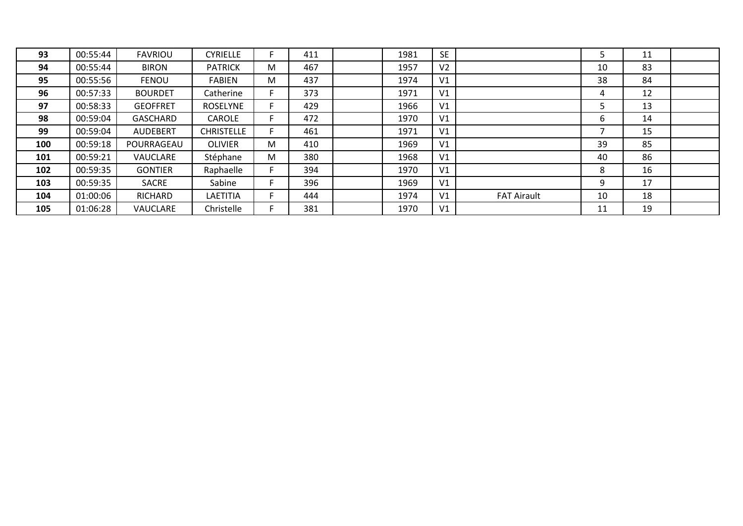| | | | | | | | | | | | | |
|---|---|---|---|---|---|---|---|---|---|---|---|---|
| **93** | 00:55:44 | FAVRIOU | CYRIELLE | F | 411 | | 1981 | SE | | 5 | 11 | |
| **94** | 00:55:44 | BIRON | PATRICK | M | 467 | | 1957 | V2 | | 10 | 83 | |
| **95** | 00:55:56 | FENOU | FABIEN | M | 437 | | 1974 | V1 | | 38 | 84 | |
| **96** | 00:57:33 | BOURDET | Catherine | F | 373 | | 1971 | V1 | | 4 | 12 | |
| **97** | 00:58:33 | GEOFFRET | ROSELYNE | F | 429 | | 1966 | V1 | | 5 | 13 | |
| **98** | 00:59:04 | GASCHARD | CAROLE | F | 472 | | 1970 | V1 | | 6 | 14 | |
| **99** | 00:59:04 | AUDEBERT | CHRISTELLE | F | 461 | | 1971 | V1 | | 7 | 15 | |
| **100** | 00:59:18 | POURRAGEAU | OLIVIER | M | 410 | | 1969 | V1 | | 39 | 85 | |
| **101** | 00:59:21 | VAUCLARE | Stéphane | M | 380 | | 1968 | V1 | | 40 | 86 | |
| **102** | 00:59:35 | GONTIER | Raphaelle | F | 394 | | 1970 | V1 | | 8 | 16 | |
| **103** | 00:59:35 | SACRE | Sabine | F | 396 | | 1969 | V1 | | 9 | 17 | |
| **104** | 01:00:06 | RICHARD | LAETITIA | F | 444 | | 1974 | V1 | FAT Airault | 10 | 18 | |
| **105** | 01:06:28 | VAUCLARE | Christelle | F | 381 | | 1970 | V1 | | 11 | 19 | |